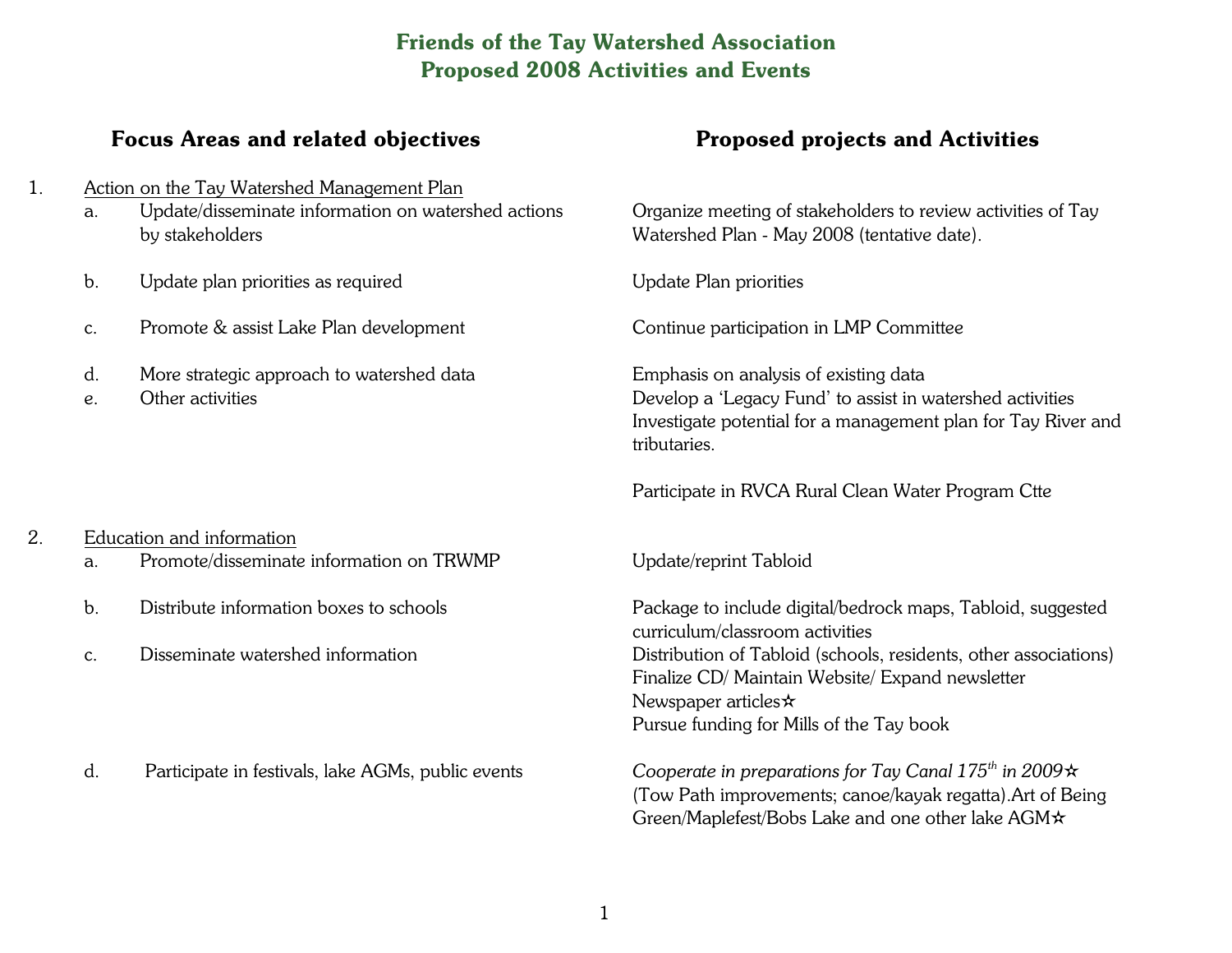# Friends of the Tay Watershed Association
# Proposed 2008 Activities and Events

| Focus Areas and related objectives | Proposed projects and Activities |
|---|---|
| **1. Action on the Tay Watershed Management Plan** | |
| a. Update/disseminate information on watershed actions by stakeholders | Organize meeting of stakeholders to review activities of Tay Watershed Plan - May 2008 (tentative date). |
| b. Update plan priorities as required | Update Plan priorities |
| c. Promote & assist Lake Plan development | Continue participation in LMP Committee |
| d. More strategic approach to watershed data | Emphasis on analysis of existing data |
| e. Other activities | Develop a 'Legacy Fund' to assist in watershed activities<br>Investigate potential for a management plan for Tay River and tributaries.<br><br>Participate in RVCA Rural Clean Water Program Ctte |
| **2. Education and information** | |
| a. Promote/disseminate information on TRWMP | Update/reprint Tabloid |
| b. Distribute information boxes to schools | Package to include digital/bedrock maps, Tabloid, suggested curriculum/classroom activities |
| c. Disseminate watershed information | Distribution of Tabloid (schools, residents, other associations)<br>Finalize CD/ Maintain Website/ Expand newsletter<br>Newspaper articles☆<br>Pursue funding for Mills of the Tay book |
| d. Participate in festivals, lake AGMs, public events | *Cooperate in preparations for Tay Canal 175th in 2009*☆ (Tow Path improvements; canoe/kayak regatta).Art of Being Green/Maplefest/Bobs Lake and one other lake AGM☆ |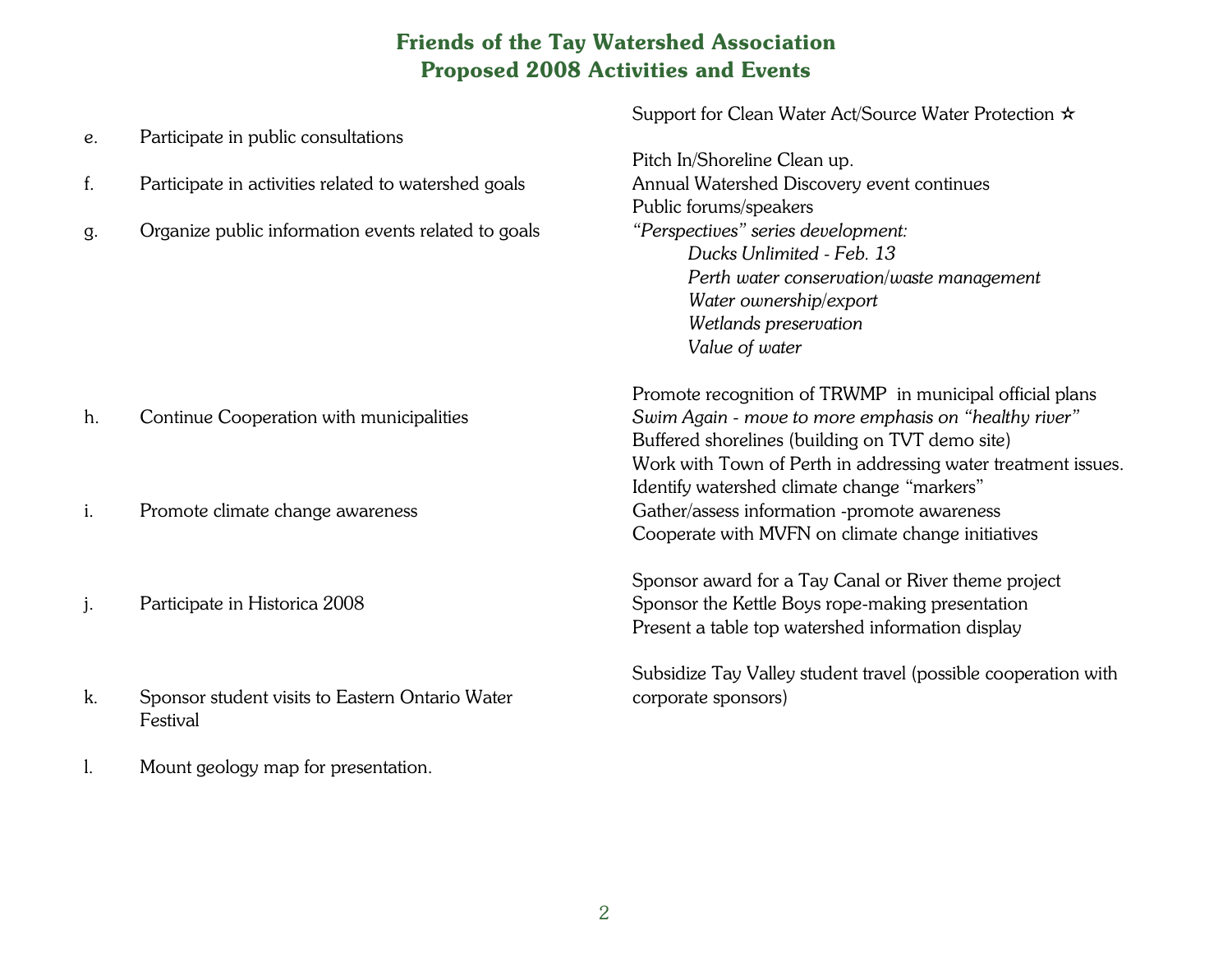# Friends of the Tay Watershed Association
# Proposed 2008 Activities and Events

| | Activity | Details |
|---|---|---|
| e. | Participate in public consultations | Support for Clean Water Act/Source Water Protection ☆ |
| f. | Participate in activities related to watershed goals | Pitch In/Shoreline Clean up.<br>Annual Watershed Discovery event continues |
| g. | Organize public information events related to goals | Public forums/speakers<br>*"Perspectives" series development:*<br>*Ducks Unlimited - Feb. 13*<br>*Perth water conservation/waste management*<br>*Water ownership/export*<br>*Wetlands preservation*<br>*Value of water* |
| h. | Continue Cooperation with municipalities | Promote recognition of TRWMP in municipal official plans<br>*Swim Again - move to more emphasis on "healthy river"*<br>Buffered shorelines (building on TVT demo site)<br>Work with Town of Perth in addressing water treatment issues. |
| i. | Promote climate change awareness | Identify watershed climate change "markers"<br>Gather/assess information -promote awareness<br>Cooperate with MVFN on climate change initiatives |
| j. | Participate in Historica 2008 | Sponsor award for a Tay Canal or River theme project<br>Sponsor the Kettle Boys rope-making presentation<br>Present a table top watershed information display |
| k. | Sponsor student visits to Eastern Ontario Water Festival | Subsidize Tay Valley student travel (possible cooperation with corporate sponsors) |
| l. | Mount geology map for presentation. | |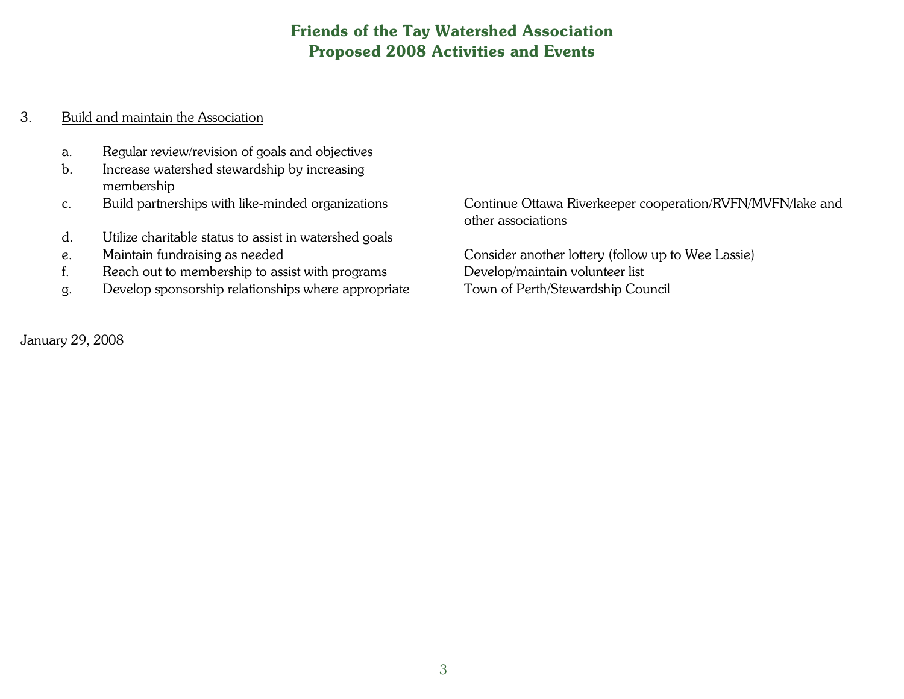# Friends of the Tay Watershed Association
# Proposed 2008 Activities and Events

3. Build and maintain the Association

| | | |
|---|---|---|
| a. | Regular review/revision of goals and objectives | |
| b. | Increase watershed stewardship by increasing membership | |
| c. | Build partnerships with like-minded organizations | Continue Ottawa Riverkeeper cooperation/RVFN/MVFN/lake and other associations |
| d. | Utilize charitable status to assist in watershed goals | |
| e. | Maintain fundraising as needed | Consider another lottery (follow up to Wee Lassie) |
| f. | Reach out to membership to assist with programs | Develop/maintain volunteer list |
| g. | Develop sponsorship relationships where appropriate | Town of Perth/Stewardship Council |

January 29, 2008